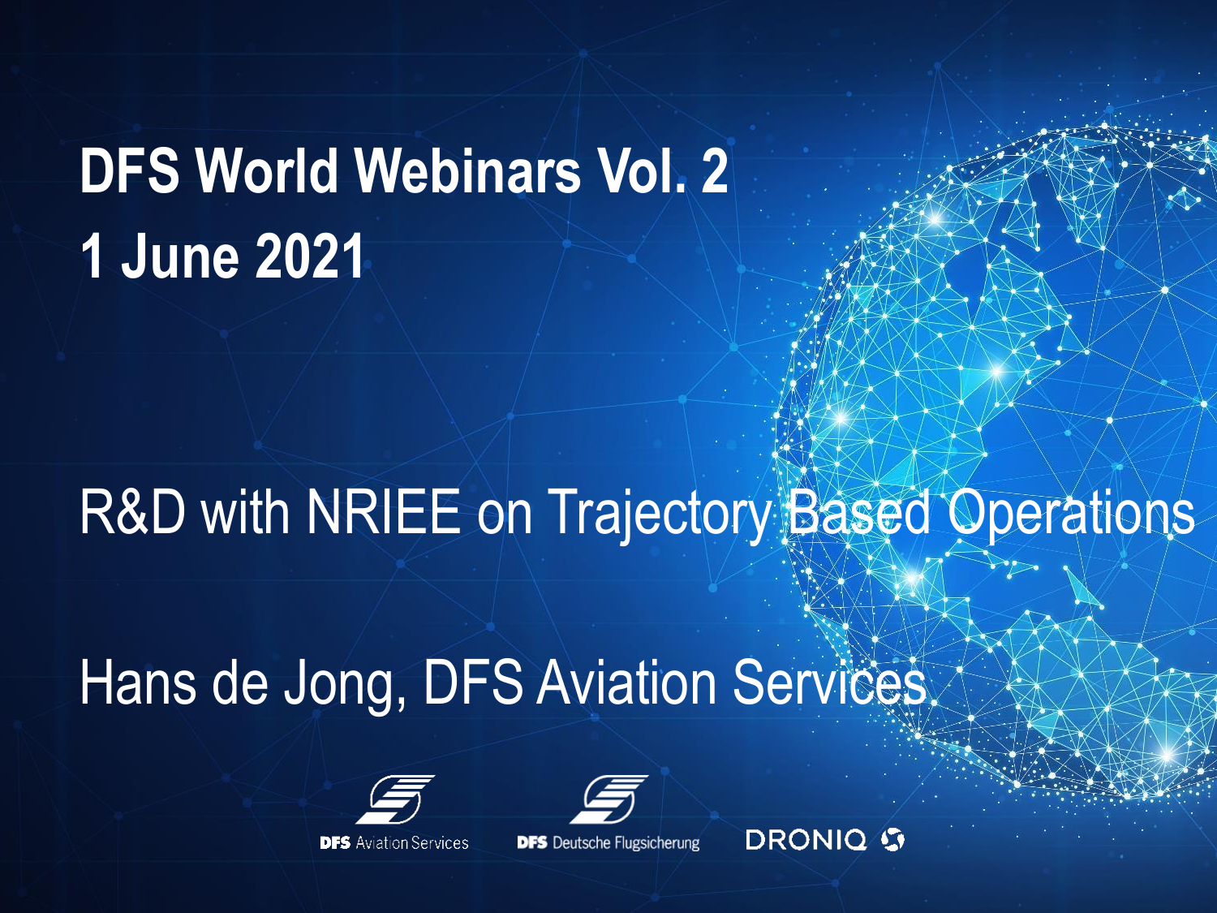# DFS World Webinars Vol. 2
# 1 June 2021

## R&D with NRIEE on Trajectory Based Operations

Hans de Jong, DFS Aviation Services

DFS Aviation Services

DFS Deutsche Flugsicherung

DRONIQ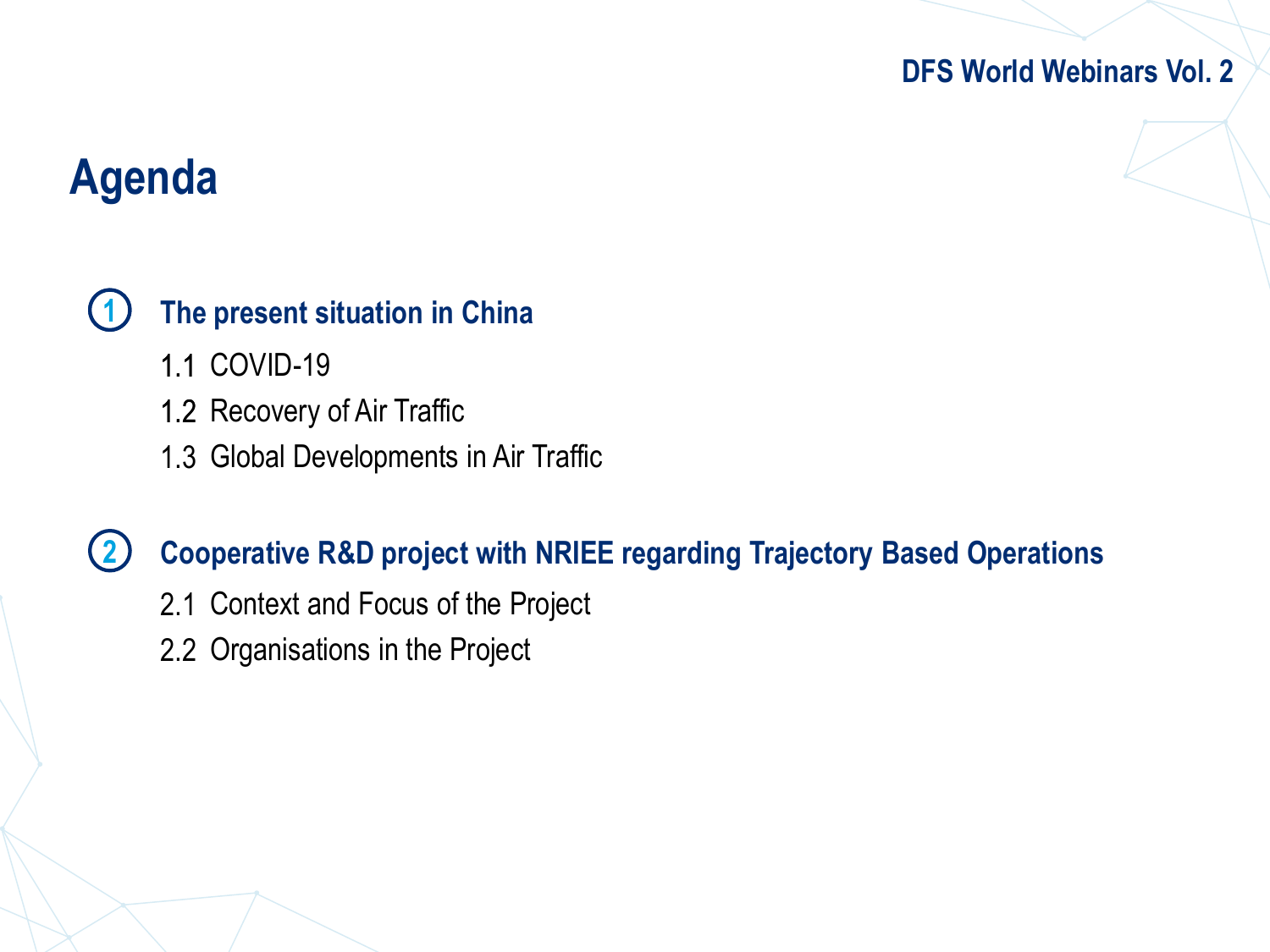# Agenda

## 1 The present situation in China

1.1 COVID-19

1.2 Recovery of Air Traffic

1.3 Global Developments in Air Traffic

## 2 Cooperative R&D project with NRIEE regarding Trajectory Based Operations

2.1 Context and Focus of the Project

2.2 Organisations in the Project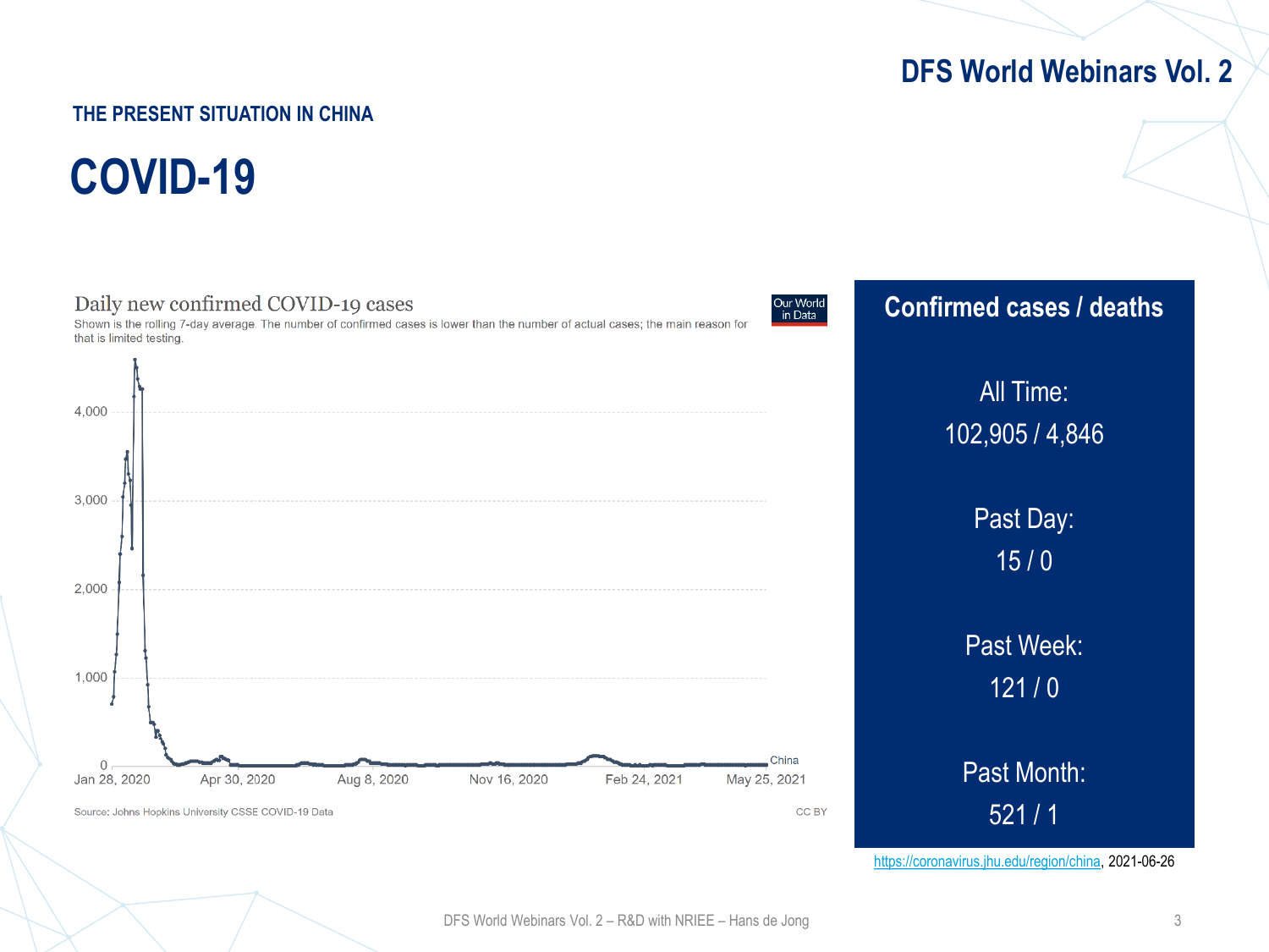THE PRESENT SITUATION IN CHINA

# COVID-19

Daily new confirmed COVID-19 cases

Shown is the rolling 7-day average. The number of confirmed cases is lower than the number of actual cases; the main reason for that is limited testing.

Source: Johns Hopkins University CSSE COVID-19 Data

## Confirmed cases / deaths

All Time:
102,905 / 4,846

Past Day:
15 / 0

Past Week:
121 / 0

Past Month:
521 / 1

https://coronavirus.jhu.edu/region/china, 2021-06-26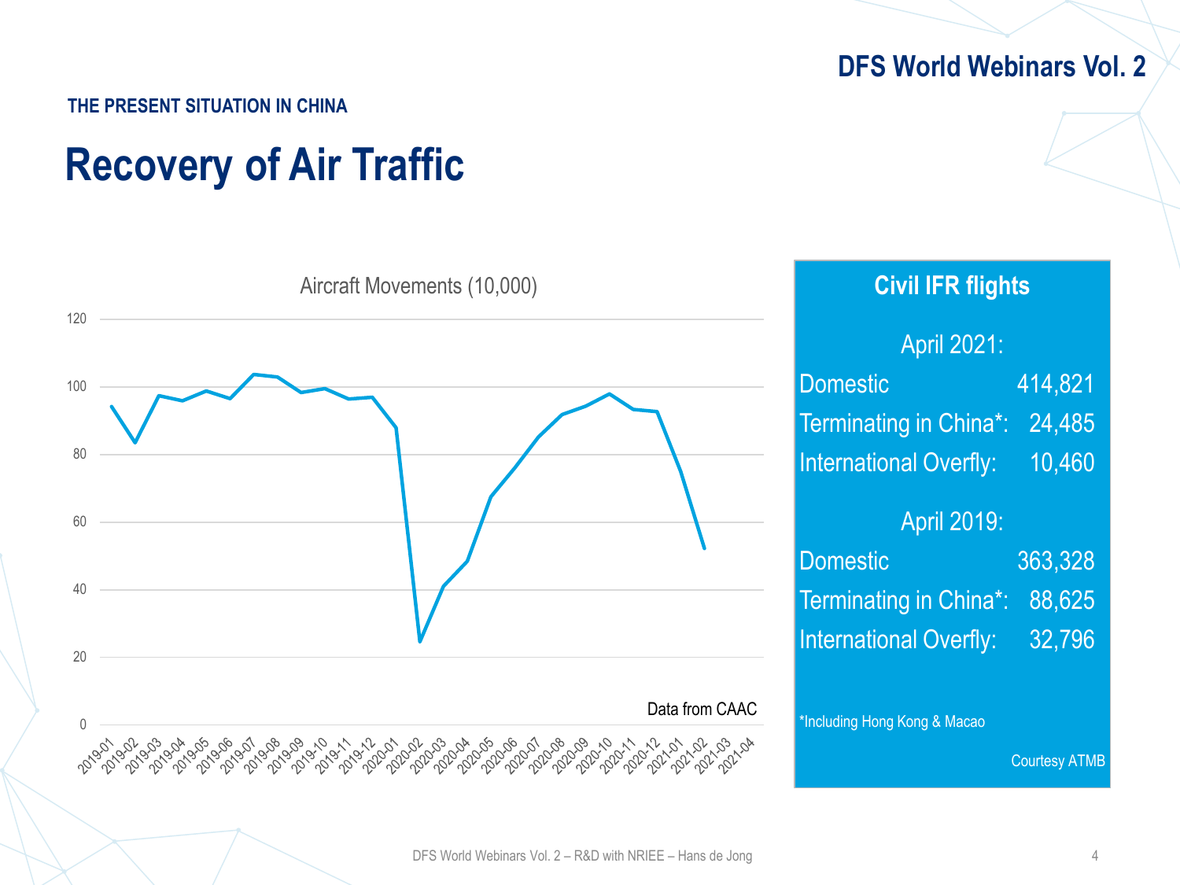THE PRESENT SITUATION IN CHINA

# Recovery of Air Traffic

Aircraft Movements (10,000)

Data from CAAC

## Civil IFR flights

**April 2021:**

| | |
|---|---|
| Domestic | 414,821 |
| Terminating in China*: | 24,485 |
| International Overfly: | 10,460 |

**April 2019:**

| | |
|---|---|
| Domestic | 363,328 |
| Terminating in China*: | 88,625 |
| International Overfly: | 32,796 |

*Including Hong Kong & Macao

Courtesy ATMB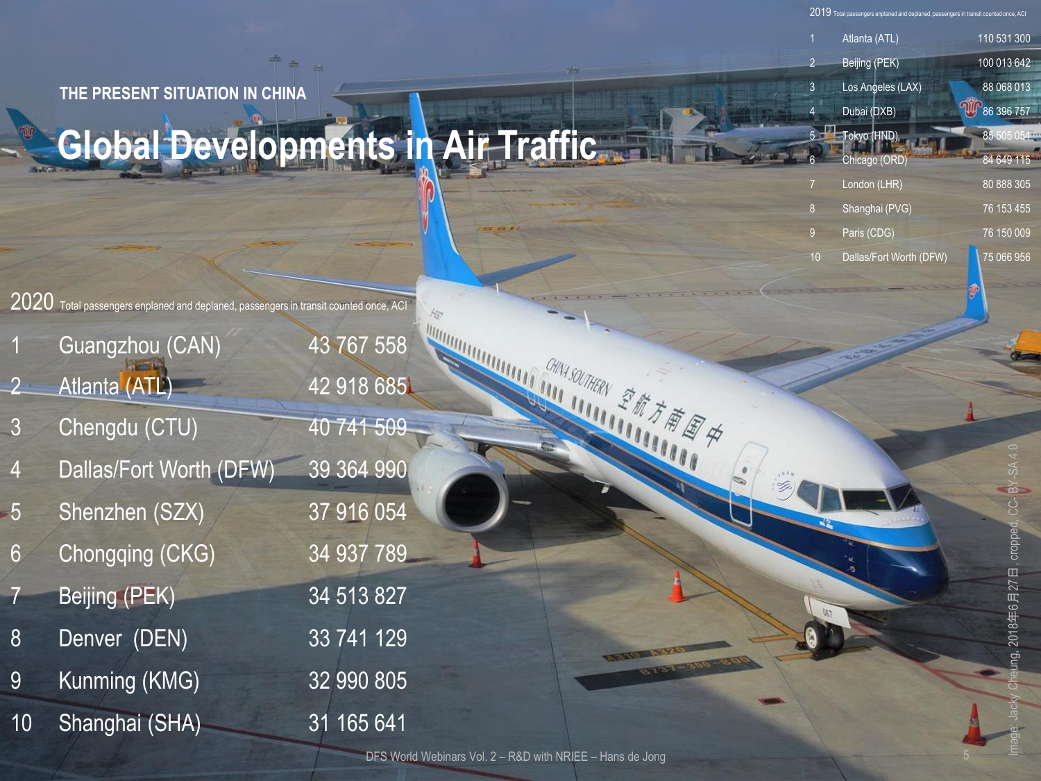THE PRESENT SITUATION IN CHINA

# Global Developments in Air Traffic

2019 Total passengers enplaned and deplaned, passengers in transit counted once, ACI

| | | |
|---|---|---|
| 1 | Atlanta (ATL) | 110 531 300 |
| 2 | Beijing (PEK) | 100 013 642 |
| 3 | Los Angeles (LAX) | 88 068 013 |
| 4 | Dubai (DXB) | 86 396 757 |
| 5 | Tokyo (HND) | 85 505 054 |
| 6 | Chicago (ORD) | 84 649 115 |
| 7 | London (LHR) | 80 888 305 |
| 8 | Shanghai (PVG) | 76 153 455 |
| 9 | Paris (CDG) | 76 150 009 |
| 10 | Dallas/Fort Worth (DFW) | 75 066 956 |

2020 Total passengers enplaned and deplaned, passengers in transit counted once, ACI

| | | |
|---|---|---|
| 1 | Guangzhou (CAN) | 43 767 558 |
| 2 | Atlanta (ATL) | 42 918 685 |
| 3 | Chengdu (CTU) | 40 741 509 |
| 4 | Dallas/Fort Worth (DFW) | 39 364 990 |
| 5 | Shenzhen (SZX) | 37 916 054 |
| 6 | Chongqing (CKG) | 34 937 789 |
| 7 | Beijing (PEK) | 34 513 827 |
| 8 | Denver (DEN) | 33 741 129 |
| 9 | Kunming (KMG) | 32 990 805 |
| 10 | Shanghai (SHA) | 31 165 641 |

Image: Jacky Cheung, 2018年6月27日, cropped, CC-BY-SA 4.0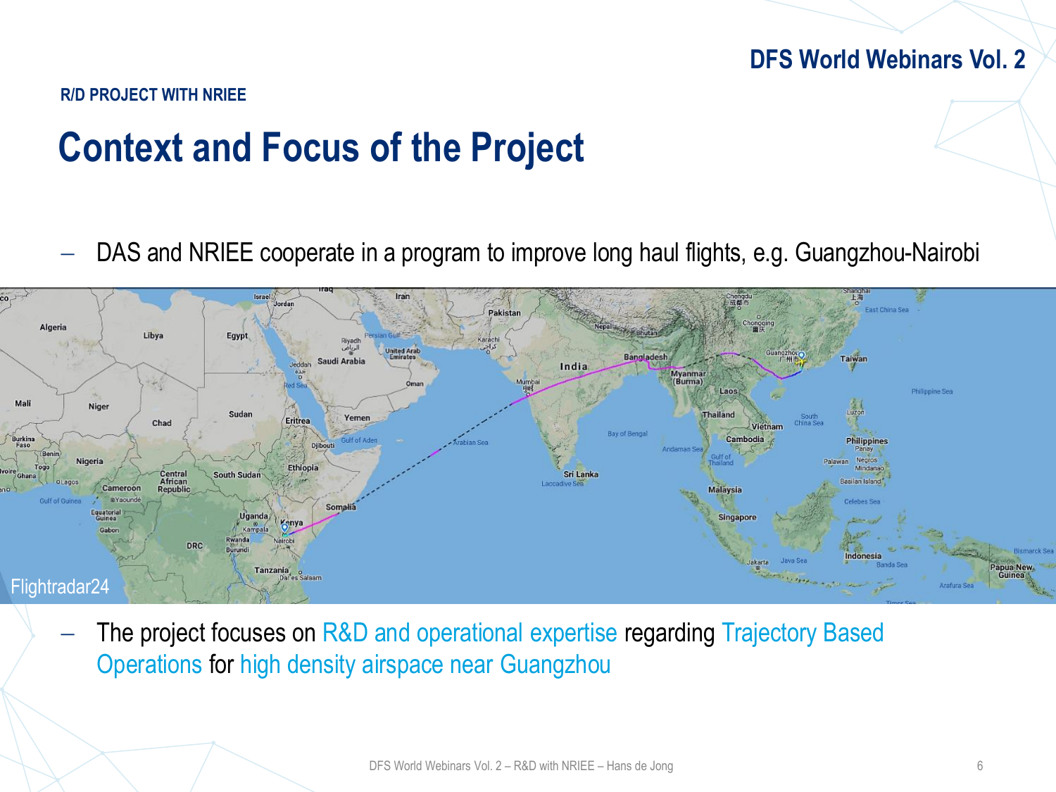R/D PROJECT WITH NRIEE

# Context and Focus of the Project

- DAS and NRIEE cooperate in a program to improve long haul flights, e.g. Guangzhou-Nairobi

Flightradar24

- The project focuses on R&D and operational expertise regarding Trajectory Based Operations for high density airspace near Guangzhou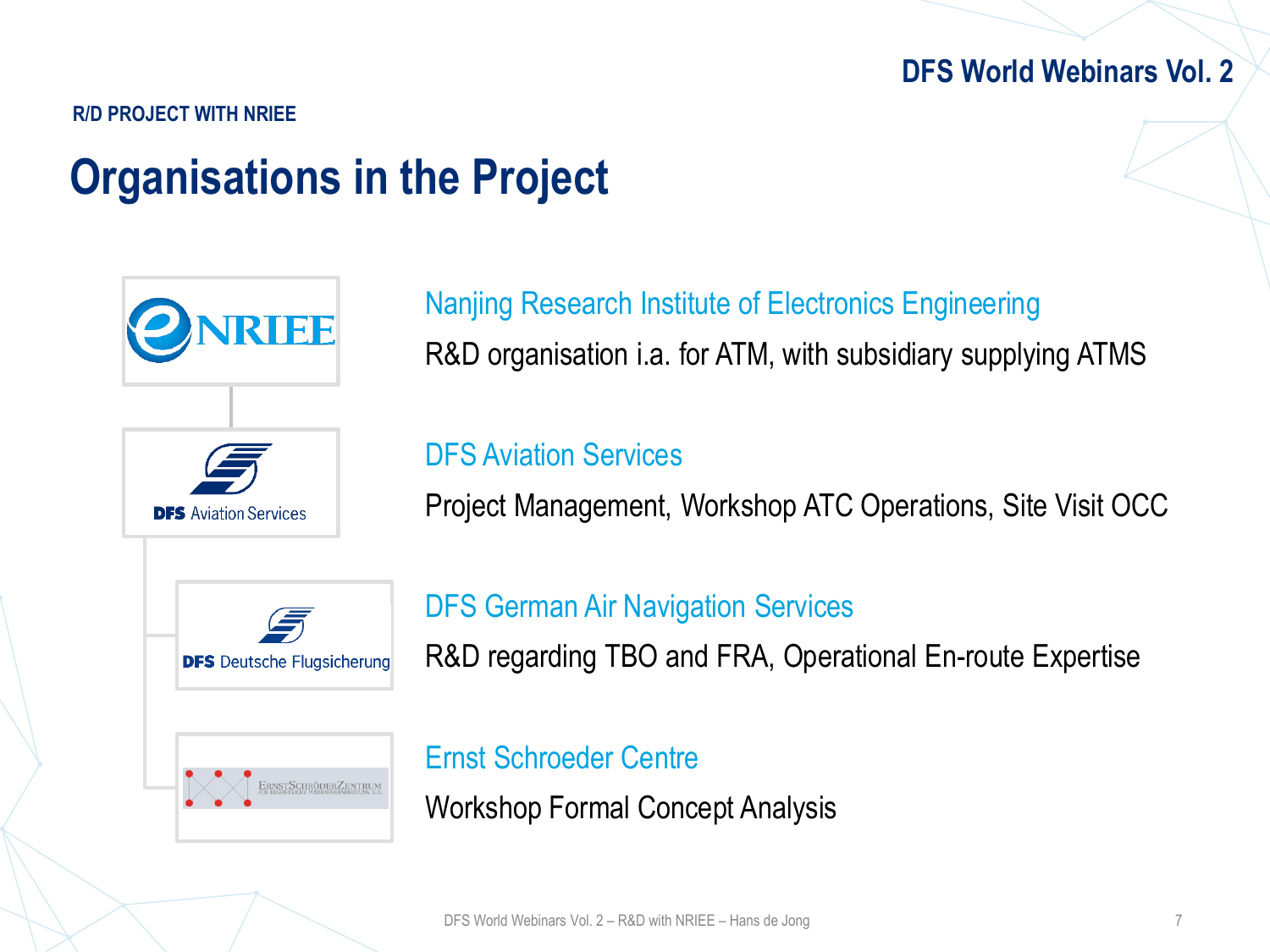R/D PROJECT WITH NRIEE

# Organisations in the Project

### Nanjing Research Institute of Electronics Engineering

R&D organisation i.a. for ATM, with subsidiary supplying ATMS

### DFS Aviation Services

Project Management, Workshop ATC Operations, Site Visit OCC

### DFS German Air Navigation Services

R&D regarding TBO and FRA, Operational En-route Expertise

### Ernst Schroeder Centre

Workshop Formal Concept Analysis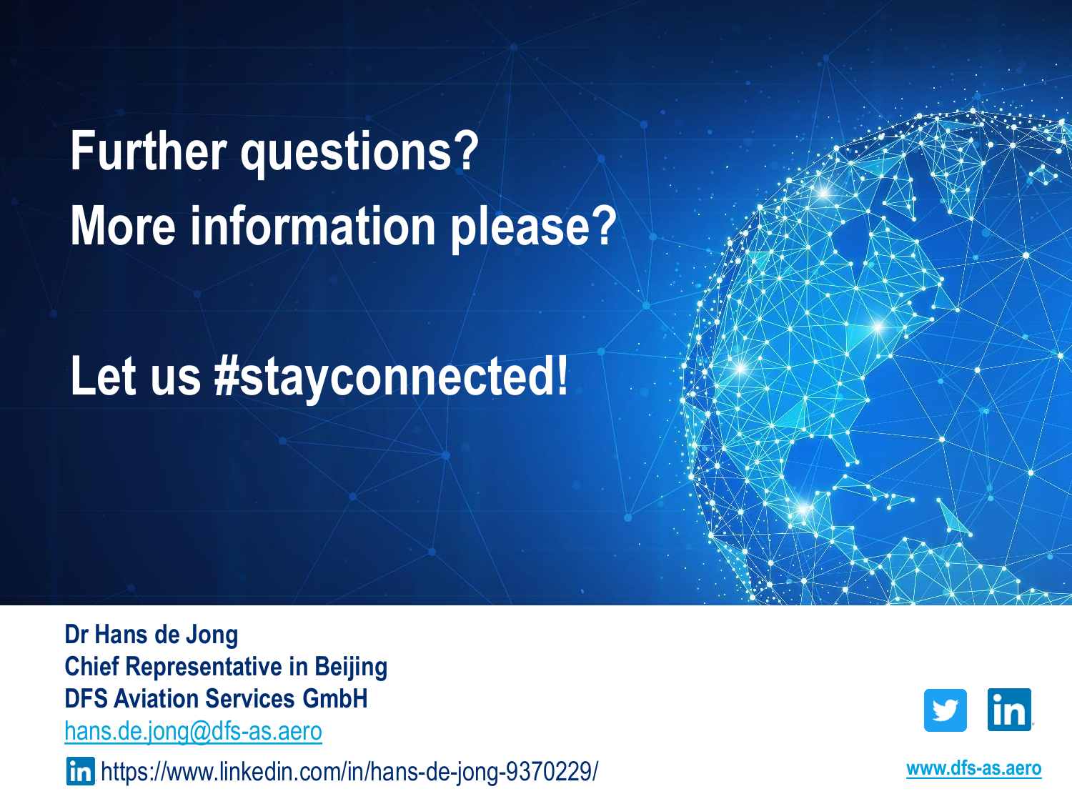# Further questions?
# More information please?

# Let us #stayconnected!

**Dr Hans de Jong**
**Chief Representative in Beijing**
**DFS Aviation Services GmbH**
hans.de.jong@dfs-as.aero

https://www.linkedin.com/in/hans-de-jong-9370229/

www.dfs-as.aero